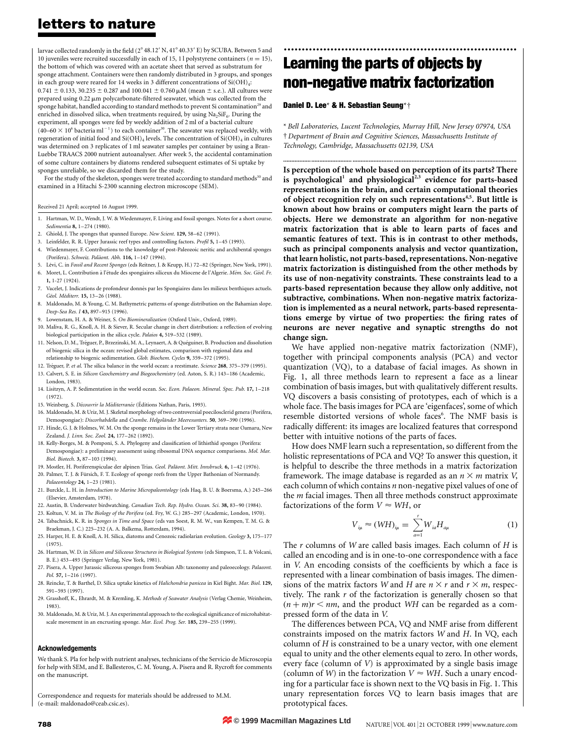larvae collected randomly in the field (2° 48.12′ N, 41° 40.33′ E) by SCUBA. Between 5 and 10 juveniles were recruited successfully in each of 15, 1 l polystyrene containers ($n = 15$), the bottom of which was covered with an acetate sheet that served as substratum for sponge attachment. Containers were then randomly distributed in 3 groups, and sponges in each group were reared for 14 weeks in 3 different concentrations of $Si(OH)_4$: $0.741 \pm 0.133$, $30.235 \pm 0.287$ and $100.041 \pm 0.760$ μM (mean ± s.e.). All cultures were prepared using 0.22 μm polycarbonate-filtered seawater, which was collected from the sponge habitat, handled according to standard methods to prevent Si contamination[29] and enriched in dissolved silica, when treatments required, by using $Na_2SiF_6$. During the experiment, all sponges were fed by weekly addition of 2 ml of a bacterial culture ($40–60 \times 10^6$ bacteria $ml^{-1}$) to each container[30]. The seawater was replaced weekly, with regeneration of initial food and $Si(OH)_4$ levels. The concentration of $Si(OH)_4$ in cultures was determined on 3 replicates of 1 ml seawater samples per container by using a Bran-Luebbe TRAACS 2000 nutrient autoanalyser. After week 5, the accidental contamination of some culture containers by diatoms rendered subsequent estimates of Si uptake by sponges unreliable, so we discarded them for the study.

For the study of the skeleton, sponges were treated according to standard methods[30] and examined in a Hitachi S-2300 scanning electron microscope (SEM).

Received 21 April; accepted 16 August 1999.

1. Hartman, W. D., Wendt, J. W. & Wiedenmayer, F. Living and fossil sponges. Notes for a short course. *Sedimentia* **8,** 1–274 (1980).
2. Ghiold, J. The sponges that spanned Europe. *New Scient.* **129,** 58–62 (1991).
3. Leinfelder, R. R. Upper Jurassic reef types and controlling factors. *Profil* **5,** 1–45 (1993).
4. Wiedenmayer, F. Contributions to the knowledge of post-Paleozoic neritic and archibental sponges (Porifera). *Schweiz. Paläont. Abh.* **116,** 1–147 (1994).
5. Lévi, C. in *Fossil and Recent Sponges* (eds Reitner, J. & Keupp, H.) 72–82 (Springer, New York, 1991).
6. Moret, L. Contribution à l'étude des spongiaires siliceux du Miocene de l'Algerie. *Mém. Soc. Géol. Fr.* **1,** 1-27 (1924).
7. Vacelet, J. Indications de profondeur donnés par les Spongiaires dans les milieux benthiques actuels. *Géol. Méditerr.* **15,** 13–26 (1988).
8. Maldonado, M. & Young, C. M. Bathymetric patterns of sponge distribution on the Bahamian slope. *Deep-Sea Res. I* **43,** 897–915 (1996).
9. Lowenstam, H. A. & Weiner, S. *On Biomineralization* (Oxford Univ., Oxford, 1989).
10. Maliva, R. G., Knoll, A. H. & Siever, R. Secular change in chert distribution: a reflection of evolving biological participation in the silica cycle. *Palaios* **4,** 519–532 (1989).
11. Nelson, D. M., Tréguer, P., Brzezinski, M. A., Leynaert, A. & Quéguiner, B. Production and dissolution of biogenic silica in the ocean: revised global estimates, comparison with regional data and relationship to biogenic sedimentation. *Glob. Biochem. Cycles* **9,** 359–372 (1995).
12. Tréguer, P. *et al.* The silica balance in the world ocean: a reestimate. *Science* **268**, 375–379 (1995).
13. Calvert, S. E. in *Silicon Geochemistry and Biogeochemistry* (ed. Aston, S. R.) 143–186 (Academic, London, 1983).
14. Lisitzyn, A. P. Sedimentation in the world ocean. *Soc. Econ. Palaeon. Mineral. Spec. Pub.* **17,** 1–218 (1972).
15. Weinberg, S. *Découvrir la Méditerranée* (Éditions Nathan, Paris, 1993).
16. Maldonado, M. & Uriz, M. J. Skeletal morphology of two controversial poecilosclerid genera (Porifera, Demospongiae): *Discorhabdella* and *Crambe*. *Helgoländer Meeresunters.* **50**, 369–390 (1996).
17. Hinde, G. J. & Holmes, W. M. On the sponge remains in the Lower Tertiary strata near Oamaru, New Zealand. *J. Linn. Soc. Zool.* **24,** 177–262 (1892).
18. Kelly-Borges, M. & Pomponi, S. A. Phylogeny and classification of lithisthid sponges (Porifera: Demospongiae): a preliminary assessment using ribosomal DNA sequence comparisons. *Mol. Mar. Biol. Biotech.* **3,** 87–103 (1994).
19. Mostler, H. Poriferenspiculae der alpinen Trias. *Geol. Paläont. Mitt. Innsbruck.* **6,** 1–42 (1976).
20. Palmer, T. J. & Fürsich, F. T. Ecology of sponge reefs from the Upper Bathonian of Normandy. *Palaeontology* **24,** 1–23 (1981).
21. Burckle, L. H. in *Introduction to Marine Micropaleontology* (eds Haq, B. U. & Boersma, A.) 245–266 (Elsevier, Amsterdam, 1978).
22. Austin, B. Underwater birdwatching. *Canadian Tech. Rep. Hydro. Ocean. Sci.* **38,** 83–90 (1984).
23. Koltun, V. M. in *The Biology of the Porifera* (ed. Fry, W. G.) 285–297 (Academic, London, 1970).
24. Tabachnick, K. R. in *Sponges in Time and Space* (eds van Soest, R. M. W., van Kempen, T. M. G. & Braekman, J. C.) 225–232 (A. A. Balkema, Rotterdam, 1994).
25. Harper, H. E. & Knoll, A. H. Silica, diatoms and Cenozoic radiolarian evolution. *Geology* **3,** 175–177 (1975).
26. Hartman, W. D. in *Silicon and Siliceous Structures in Biological Systems* (eds Simpson, T. L. & Volcani, B. E.) 453–493 (Springer Verlag, New York, 1981).
27. Pisera, A. Upper Jurassic siliceous sponges from Swabian Alb: taxonomy and paleoecology. *Palaeont. Pol.* **57,** 1–216 (1997).
28. Reincke, T. & Barthel, D. Silica uptake kinetics of *Halichondria panicea* in Kiel Bight. *Mar. Biol.* **129,** 591–593 (1997).
29. Grasshoff, K., Ehrardt, M. & Kremling, K. *Methods of Seawater Analysis* (Verlag Chemie, Weinheim, 1983).
30. Maldonado, M. & Uriz, M. J. An experimental approach to the ecological significance of microhabitat-scale movement in an encrusting sponge. *Mar. Ecol. Prog. Ser.* **185,** 239–255 (1999).

### Acknowledgements

We thank S. Pla for help with nutrient analyses, technicians of the Servicio de Microscopia for help with SEM, and E. Ballesteros, C. M. Young, A. Pisera and R. Rycroft for comments on the manuscript.

Correspondence and requests for materials should be addressed to M.M. (e-mail: maldonado@ceab.csic.es).

# Learning the parts of objects by non-negative matrix factorization

**Daniel D. Lee*** **& H. Sebastian Seung*†**

\* *Bell Laboratories, Lucent Technologies, Murray Hill, New Jersey 07974, USA*
† *Department of Brain and Cognitive Sciences, Massachusetts Institute of Technology, Cambridge, Massachusetts 02139, USA*

**Is perception of the whole based on perception of its parts? There is psychological[1] and physiological[2,3] evidence for parts-based representations in the brain, and certain computational theories of object recognition rely on such representations[4,5]. But little is known about how brains or computers might learn the parts of objects. Here we demonstrate an algorithm for non-negative matrix factorization that is able to learn parts of faces and semantic features of text. This is in contrast to other methods, such as principal components analysis and vector quantization, that learn holistic, not parts-based, representations. Non-negative matrix factorization is distinguished from the other methods by its use of non-negativity constraints. These constraints lead to a parts-based representation because they allow only additive, not subtractive, combinations. When non-negative matrix factorization is implemented as a neural network, parts-based representations emerge by virtue of two properties: the firing rates of neurons are never negative and synaptic strengths do not change sign.**

We have applied non-negative matrix factorization (NMF), together with principal components analysis (PCA) and vector quantization (VQ), to a database of facial images. As shown in Fig. 1, all three methods learn to represent a face as a linear combination of basis images, but with qualitatively different results. VQ discovers a basis consisting of prototypes, each of which is a whole face. The basis images for PCA are 'eigenfaces', some of which resemble distorted versions of whole faces[6]. The NMF basis is radically different: its images are localized features that correspond better with intuitive notions of the parts of faces.

How does NMF learn such a representation, so different from the holistic representations of PCA and VQ? To answer this question, it is helpful to describe the three methods in a matrix factorization framework. The image database is regarded as an $n \times m$ matrix $V$, each column of which contains $n$ non-negative pixel values of one of the $m$ facial images. Then all three methods construct approximate factorizations of the form $V \approx WH$, or

$$V_{i\mu} \approx (WH)_{i\mu} = \sum_{a=1}^{r} W_{ia} H_{a\mu} \qquad (1)$$

The $r$ columns of $W$ are called basis images. Each column of $H$ is called an encoding and is in one-to-one correspondence with a face in $V$. An encoding consists of the coefficients by which a face is represented with a linear combination of basis images. The dimensions of the matrix factors $W$ and $H$ are $n \times r$ and $r \times m$, respectively. The rank $r$ of the factorization is generally chosen so that $(n + m)r < nm$, and the product $WH$ can be regarded as a compressed form of the data in $V$.

The differences between PCA, VQ and NMF arise from different constraints imposed on the matrix factors $W$ and $H$. In VQ, each column of $H$ is constrained to be a unary vector, with one element equal to unity and the other elements equal to zero. In other words, every face (column of $V$) is approximated by a single basis image (column of $W$) in the factorization $V \approx WH$. Such a unary encoding for a particular face is shown next to the VQ basis in Fig. 1. This unary representation forces VQ to learn basis images that are prototypical faces.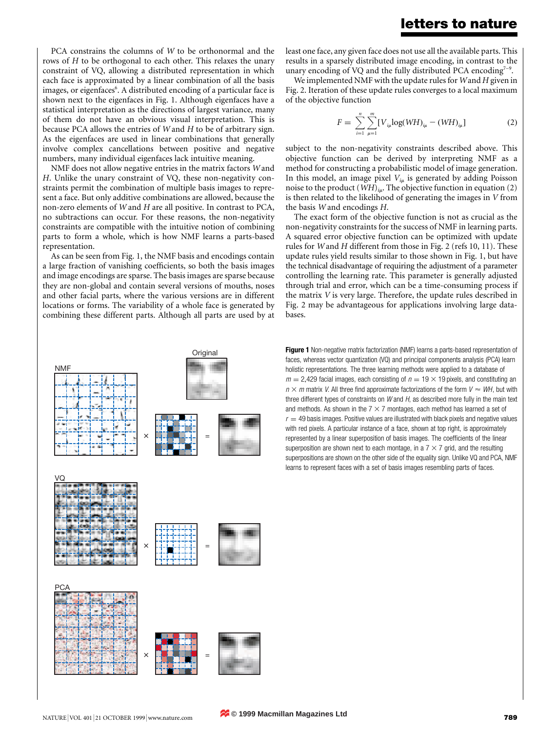PCA constrains the columns of $W$ to be orthonormal and the rows of $H$ to be orthogonal to each other. This relaxes the unary constraint of VQ, allowing a distributed representation in which each face is approximated by a linear combination of all the basis images, or eigenfaces[6]. A distributed encoding of a particular face is shown next to the eigenfaces in Fig. 1. Although eigenfaces have a statistical interpretation as the directions of largest variance, many of them do not have an obvious visual interpretation. This is because PCA allows the entries of $W$ and $H$ to be of arbitrary sign. As the eigenfaces are used in linear combinations that generally involve complex cancellations between positive and negative numbers, many individual eigenfaces lack intuitive meaning.

NMF does not allow negative entries in the matrix factors $W$ and $H$. Unlike the unary constraint of VQ, these non-negativity constraints permit the combination of multiple basis images to represent a face. But only additive combinations are allowed, because the non-zero elements of $W$ and $H$ are all positive. In contrast to PCA, no subtractions can occur. For these reasons, the non-negativity constraints are compatible with the intuitive notion of combining parts to form a whole, which is how NMF learns a parts-based representation.

As can be seen from Fig. 1, the NMF basis and encodings contain a large fraction of vanishing coefficients, so both the basis images and image encodings are sparse. The basis images are sparse because they are non-global and contain several versions of mouths, noses and other facial parts, where the various versions are in different locations or forms. The variability of a whole face is generated by combining these different parts. Although all parts are used by at least one face, any given face does not use all the available parts. This results in a sparsely distributed image encoding, in contrast to the unary encoding of VQ and the fully distributed PCA encoding[7–9].

We implemented NMF with the update rules for $W$ and $H$ given in Fig. 2. Iteration of these update rules converges to a local maximum of the objective function

$$F = \sum_{i=1}^{n} \sum_{\mu=1}^{m} [V_{i\mu} \log(WH)_{i\mu} - (WH)_{i\mu}] \tag{2}$$

subject to the non-negativity constraints described above. This objective function can be derived by interpreting NMF as a method for constructing a probabilistic model of image generation. In this model, an image pixel $V_{i\mu}$ is generated by adding Poisson noise to the product $(WH)_{i\mu}$. The objective function in equation (2) is then related to the likelihood of generating the images in $V$ from the basis $W$ and encodings $H$.

The exact form of the objective function is not as crucial as the non-negativity constraints for the success of NMF in learning parts. A squared error objective function can be optimized with update rules for $W$ and $H$ different from those in Fig. 2 (refs 10, 11). These update rules yield results similar to those shown in Fig. 1, but have the technical disadvantage of requiring the adjustment of a parameter controlling the learning rate. This parameter is generally adjusted through trial and error, which can be a time-consuming process if the matrix $V$ is very large. Therefore, the update rules described in Fig. 2 may be advantageous for applications involving large databases.

**Figure 1** Non-negative matrix factorization (NMF) learns a parts-based representation of faces, whereas vector quantization (VQ) and principal components analysis (PCA) learn holistic representations. The three learning methods were applied to a database of $m = 2{,}429$ facial images, each consisting of $n = 19 \times 19$ pixels, and constituting an $n \times m$ matrix $V$. All three find approximate factorizations of the form $V \approx WH$, but with three different types of constraints on $W$ and $H$, as described more fully in the main text and methods. As shown in the $7 \times 7$ montages, each method has learned a set of $r = 49$ basis images. Positive values are illustrated with black pixels and negative values with red pixels. A particular instance of a face, shown at top right, is approximately represented by a linear superposition of basis images. The coefficients of the linear superposition are shown next to each montage, in a $7 \times 7$ grid, and the resulting superpositions are shown on the other side of the equality sign. Unlike VQ and PCA, NMF learns to represent faces with a set of basis images resembling parts of faces.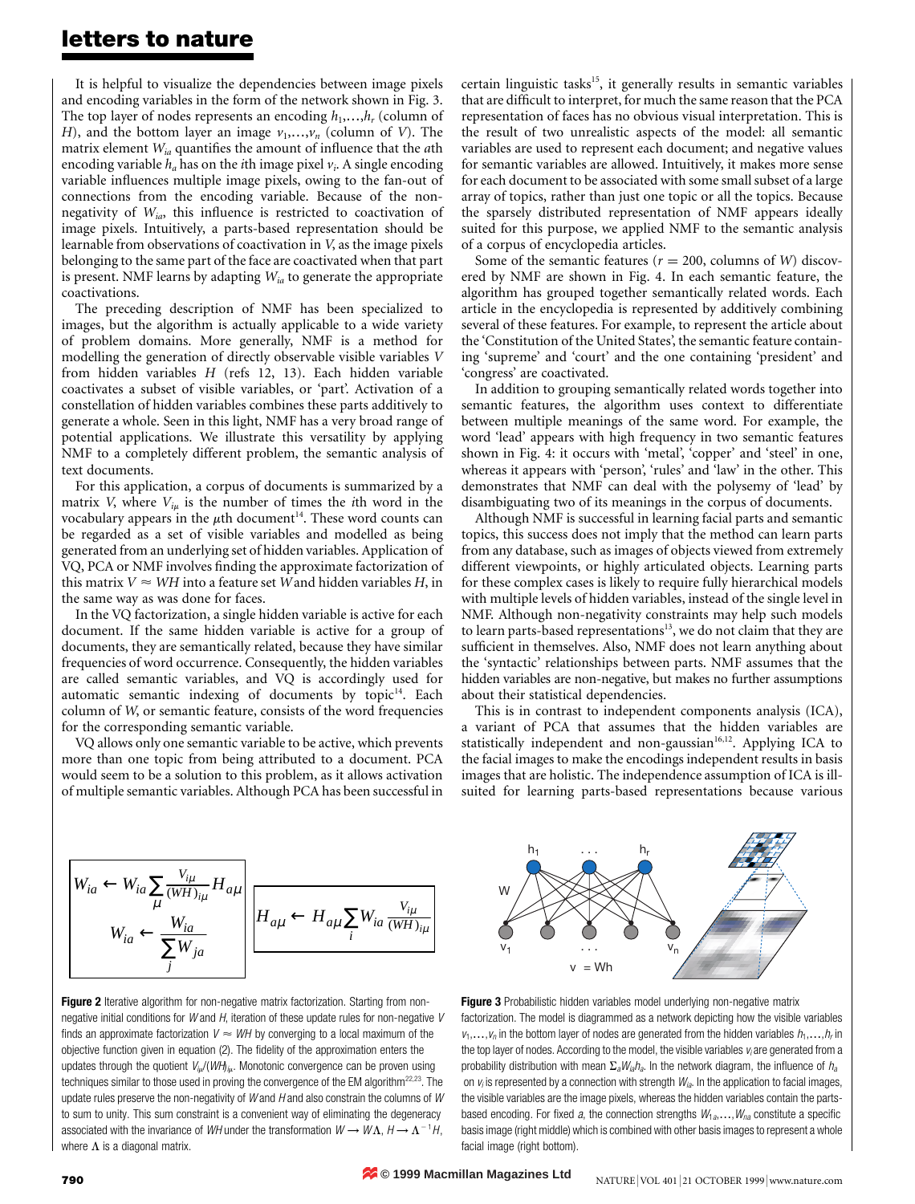It is helpful to visualize the dependencies between image pixels and encoding variables in the form of the network shown in Fig. 3. The top layer of nodes represents an encoding $h_1,\ldots,h_r$ (column of $H$), and the bottom layer an image $v_1,\ldots,v_n$ (column of $V$). The matrix element $W_{ia}$ quantifies the amount of influence that the $a$th encoding variable $h_a$ has on the $i$th image pixel $v_i$. A single encoding variable influences multiple image pixels, owing to the fan-out of connections from the encoding variable. Because of the non-negativity of $W_{ia}$, this influence is restricted to coactivation of image pixels. Intuitively, a parts-based representation should be learnable from observations of coactivation in $V$, as the image pixels belonging to the same part of the face are coactivated when that part is present. NMF learns by adapting $W_{ia}$ to generate the appropriate coactivations.

The preceding description of NMF has been specialized to images, but the algorithm is actually applicable to a wide variety of problem domains. More generally, NMF is a method for modelling the generation of directly observable visible variables $V$ from hidden variables $H$ (refs 12, 13). Each hidden variable coactivates a subset of visible variables, or 'part'. Activation of a constellation of hidden variables combines these parts additively to generate a whole. Seen in this light, NMF has a very broad range of potential applications. We illustrate this versatility by applying NMF to a completely different problem, the semantic analysis of text documents.

For this application, a corpus of documents is summarized by a matrix $V$, where $V_{i\mu}$ is the number of times the $i$th word in the vocabulary appears in the $\mu$th document[14]. These word counts can be regarded as a set of visible variables and modelled as being generated from an underlying set of hidden variables. Application of VQ, PCA or NMF involves finding the approximate factorization of this matrix $V \approx WH$ into a feature set $W$ and hidden variables $H$, in the same way as was done for faces.

In the VQ factorization, a single hidden variable is active for each document. If the same hidden variable is active for a group of documents, they are semantically related, because they have similar frequencies of word occurrence. Consequently, the hidden variables are called semantic variables, and VQ is accordingly used for automatic semantic indexing of documents by topic[14]. Each column of $W$, or semantic feature, consists of the word frequencies for the corresponding semantic variable.

VQ allows only one semantic variable to be active, which prevents more than one topic from being attributed to a document. PCA would seem to be a solution to this problem, as it allows activation of multiple semantic variables. Although PCA has been successful in certain linguistic tasks[15], it generally results in semantic variables that are difficult to interpret, for much the same reason that the PCA representation of faces has no obvious visual interpretation. This is the result of two unrealistic aspects of the model: all semantic variables are used to represent each document; and negative values for semantic variables are allowed. Intuitively, it makes more sense for each document to be associated with some small subset of a large array of topics, rather than just one topic or all the topics. Because the sparsely distributed representation of NMF appears ideally suited for this purpose, we applied NMF to the semantic analysis of a corpus of encyclopedia articles.

Some of the semantic features ($r = 200$, columns of $W$) discovered by NMF are shown in Fig. 4. In each semantic feature, the algorithm has grouped together semantically related words. Each article in the encyclopedia is represented by additively combining several of these features. For example, to represent the article about the 'Constitution of the United States', the semantic feature containing 'supreme' and 'court' and the one containing 'president' and 'congress' are coactivated.

In addition to grouping semantically related words together into semantic features, the algorithm uses context to differentiate between multiple meanings of the same word. For example, the word 'lead' appears with high frequency in two semantic features shown in Fig. 4: it occurs with 'metal', 'copper' and 'steel' in one, whereas it appears with 'person', 'rules' and 'law' in the other. This demonstrates that NMF can deal with the polysemy of 'lead' by disambiguating two of its meanings in the corpus of documents.

Although NMF is successful in learning facial parts and semantic topics, this success does not imply that the method can learn parts from any database, such as images of objects viewed from extremely different viewpoints, or highly articulated objects. Learning parts for these complex cases is likely to require fully hierarchical models with multiple levels of hidden variables, instead of the single level in NMF. Although non-negativity constraints may help such models to learn parts-based representations[13], we do not claim that they are sufficient in themselves. Also, NMF does not learn anything about the 'syntactic' relationships between parts. NMF assumes that the hidden variables are non-negative, but makes no further assumptions about their statistical dependencies.

This is in contrast to independent components analysis (ICA), a variant of PCA that assumes that the hidden variables are statistically independent and non-gaussian[16,12]. Applying ICA to the facial images to make the encodings independent results in basis images that are holistic. The independence assumption of ICA is ill-suited for learning parts-based representations because various

$$W_{ia} \leftarrow W_{ia} \sum_{\mu} \frac{V_{i\mu}}{(WH)_{i\mu}} H_{a\mu}$$

$$W_{ia} \leftarrow \frac{W_{ia}}{\sum_{j} W_{ja}}$$

$$H_{a\mu} \leftarrow H_{a\mu} \sum_{i} W_{ia} \frac{V_{i\mu}}{(WH)_{i\mu}}$$

**Figure 2** Iterative algorithm for non-negative matrix factorization. Starting from non-negative initial conditions for $W$ and $H$, iteration of these update rules for non-negative $V$ finds an approximate factorization $V \approx WH$ by converging to a local maximum of the objective function given in equation (2). The fidelity of the approximation enters the updates through the quotient $V_{i\mu}/(WH)_{i\mu}$. Monotonic convergence can be proven using techniques similar to those used in proving the convergence of the EM algorithm[22,23]. The update rules preserve the non-negativity of $W$ and $H$ and also constrain the columns of $W$ to sum to unity. This sum constraint is a convenient way of eliminating the degeneracy associated with the invariance of $WH$ under the transformation $W \rightarrow W\Lambda$, $H \rightarrow \Lambda^{-1}H$, where $\Lambda$ is a diagonal matrix.

$h_1$ . . . $h_r$

W

$v_1$ . . . $v_n$

$v = Wh$

**Figure 3** Probabilistic hidden variables model underlying non-negative matrix factorization. The model is diagrammed as a network depicting how the visible variables $v_1,\ldots,v_n$ in the bottom layer of nodes are generated from the hidden variables $h_1,\ldots,h_r$ in the top layer of nodes. According to the model, the visible variables $v_i$ are generated from a probability distribution with mean $\Sigma_a W_{ia} h_a$. In the network diagram, the influence of $h_a$ on $v_i$ is represented by a connection with strength $W_{ia}$. In the application to facial images, the visible variables are the image pixels, whereas the hidden variables contain the parts-based encoding. For fixed $a$, the connection strengths $W_{1a},\ldots,W_{na}$ constitute a specific basis image (right middle) which is combined with other basis images to represent a whole facial image (right bottom).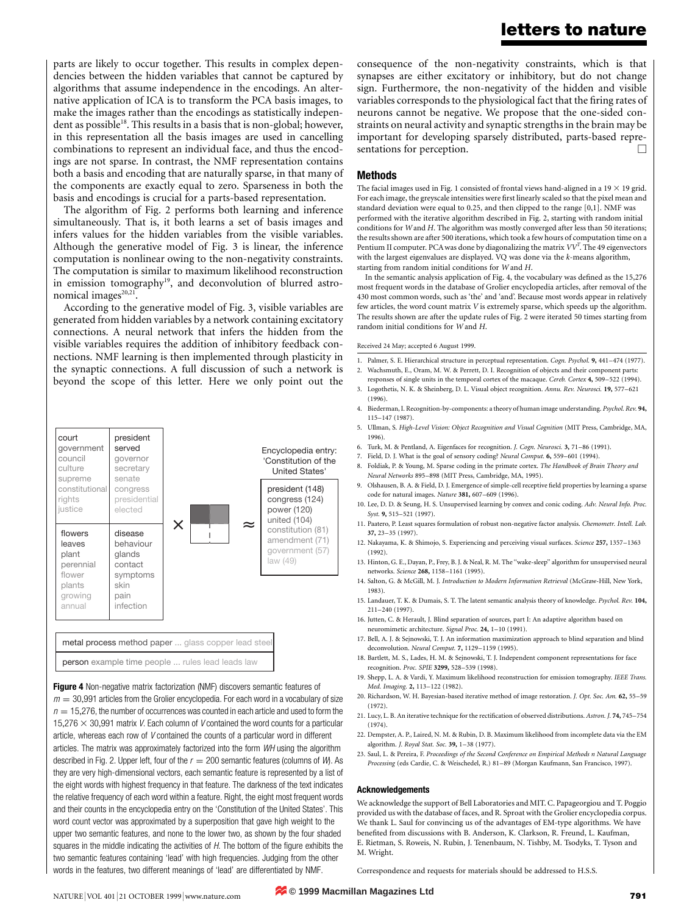parts are likely to occur together. This results in complex dependencies between the hidden variables that cannot be captured by algorithms that assume independence in the encodings. An alternative application of ICA is to transform the PCA basis images, to make the images rather than the encodings as statistically independent as possible[18]. This results in a basis that is non-global; however, in this representation all the basis images are used in cancelling combinations to represent an individual face, and thus the encodings are not sparse. In contrast, the NMF representation contains both a basis and encoding that are naturally sparse, in that many of the components are exactly equal to zero. Sparseness in both the basis and encodings is crucial for a parts-based representation.

The algorithm of Fig. 2 performs both learning and inference simultaneously. That is, it both learns a set of basis images and infers values for the hidden variables from the visible variables. Although the generative model of Fig. 3 is linear, the inference computation is nonlinear owing to the non-negativity constraints. The computation is similar to maximum likelihood reconstruction in emission tomography[19], and deconvolution of blurred astronomical images[20,21].

According to the generative model of Fig. 3, visible variables are generated from hidden variables by a network containing excitatory connections. A neural network that infers the hidden from the visible variables requires the addition of inhibitory feedback connections. NMF learning is then implemented through plasticity in the synaptic connections. A full discussion of such a network is beyond the scope of this letter. Here we only point out the consequence of the non-negativity constraints, which is that synapses are either excitatory or inhibitory, but do not change sign. Furthermore, the non-negativity of the hidden and visible variables corresponds to the physiological fact that the firing rates of neurons cannot be negative. We propose that the one-sided constraints on neural activity and synaptic strengths in the brain may be important for developing sparsely distributed, parts-based representations for perception. □

court
government
council
culture
supreme
constitutional
rights
justice

president
served
governor
secretary
senate
congress
presidential
elected

flowers
leaves
plant
perennial
flower
plants
growing
annual

disease
behaviour
glands
contact
symptoms
skin
pain
infection

×

≈

Encyclopedia entry: 'Constitution of the United States'

president (148)
congress (124)
power (120)
united (104)
constitution (81)
amendment (71)
government (57)
law (49)

metal process method paper ... glass copper lead steel

person example time people ... rules lead leads law

**Figure 4** Non-negative matrix factorization (NMF) discovers semantic features of $m = 30{,}991$ articles from the Grolier encyclopedia. For each word in a vocabulary of size $n = 15{,}276$, the number of occurrences was counted in each article and used to form the $15{,}276 \times 30{,}991$ matrix $V$. Each column of $V$ contained the word counts for a particular article, whereas each row of $V$ contained the counts of a particular word in different articles. The matrix was approximately factorized into the form $WH$ using the algorithm described in Fig. 2. Upper left, four of the $r = 200$ semantic features (columns of $W$). As they are very high-dimensional vectors, each semantic feature is represented by a list of the eight words with highest frequency in that feature. The darkness of the text indicates the relative frequency of each word within a feature. Right, the eight most frequent words and their counts in the encyclopedia entry on the 'Constitution of the United States'. This word count vector was approximated by a superposition that gave high weight to the upper two semantic features, and none to the lower two, as shown by the four shaded squares in the middle indicating the activities of $H$. The bottom of the figure exhibits the two semantic features containing 'lead' with high frequencies. Judging from the other words in the features, two different meanings of 'lead' are differentiated by NMF.

## Methods

The facial images used in Fig. 1 consisted of frontal views hand-aligned in a $19 \times 19$ grid. For each image, the greyscale intensities were first linearly scaled so that the pixel mean and standard deviation were equal to 0.25, and then clipped to the range [0,1]. NMF was performed with the iterative algorithm described in Fig. 2, starting with random initial conditions for $W$ and $H$. The algorithm was mostly converged after less than 50 iterations; the results shown are after 500 iterations, which took a few hours of computation time on a Pentium II computer. PCA was done by diagonalizing the matrix $VV^T$. The 49 eigenvectors with the largest eigenvalues are displayed. VQ was done via the $k$-means algorithm, starting from random initial conditions for $W$ and $H$.

In the semantic analysis application of Fig. 4, the vocabulary was defined as the 15,276 most frequent words in the database of Grolier encyclopedia articles, after removal of the 430 most common words, such as 'the' and 'and'. Because most words appear in relatively few articles, the word count matrix $V$ is extremely sparse, which speeds up the algorithm. The results shown are after the update rules of Fig. 2 were iterated 50 times starting from random initial conditions for $W$ and $H$.

Received 24 May; accepted 6 August 1999.

1. Palmer, S. E. Hierarchical structure in perceptual representation. *Cogn. Psychol.* **9,** 441–474 (1977).
2. Wachsmuth, E., Oram, M. W. & Perrett, D. I. Recognition of objects and their component parts: responses of single units in the temporal cortex of the macaque. *Cereb. Cortex* **4,** 509–522 (1994).
3. Logothetis, N. K. & Sheinberg, D. L. Visual object recognition. *Annu. Rev. Neurosci.* **19,** 577–621 (1996).
4. Biederman, I. Recognition-by-components: a theory of human image understanding. *Psychol. Rev.* **94,** 115–147 (1987).
5. Ullman, S. *High-Level Vision: Object Recognition and Visual Cognition* (MIT Press, Cambridge, MA, 1996).
6. Turk, M. & Pentland, A. Eigenfaces for recognition. *J. Cogn. Neurosci.* **3,** 71–86 (1991).
7. Field, D. J. What is the goal of sensory coding? *Neural Comput.* **6,** 559–601 (1994).
8. Foldiak, P. & Young, M. Sparse coding in the primate cortex. *The Handbook of Brain Theory and Neural Networks* 895–898 (MIT Press, Cambridge, MA, 1995).
9. Olshausen, B. A. & Field, D. J. Emergence of simple-cell receptive field properties by learning a sparse code for natural images. *Nature* **381,** 607–609 (1996).
10. Lee, D. D. & Seung, H. S. Unsupervised learning by convex and conic coding. *Adv. Neural Info. Proc. Syst.* **9,** 515–521 (1997).
11. Paatero, P. Least squares formulation of robust non-negative factor analysis. *Chemometr. Intell. Lab.* **37,** 23–35 (1997).
12. Nakayama, K. & Shimojo, S. Experiencing and perceiving visual surfaces. *Science* **257,** 1357–1363 (1992).
13. Hinton, G. E., Dayan, P., Frey, B. J. & Neal, R. M. The "wake-sleep" algorithm for unsupervised neural networks. *Science* **268,** 1158–1161 (1995).
14. Salton, G. & McGill, M. J. *Introduction to Modern Information Retrieval* (McGraw-Hill, New York, 1983).
15. Landauer, T. K. & Dumais, S. T. The latent semantic analysis theory of knowledge. *Psychol. Rev.* **104,** 211–240 (1997).
16. Jutten, C. & Herault, J. Blind separation of sources, part I: An adaptive algorithm based on neuromimetic architecture. *Signal Proc.* **24,** 1–10 (1991).
17. Bell, A. J. & Sejnowski, T. J. An information maximization approach to blind separation and blind deconvolution. *Neural Comput.* **7,** 1129–1159 (1995).
18. Bartlett, M. S., Lades, H. M. & Sejnowski, T. J. Independent component representations for face recognition. *Proc. SPIE* **3299,** 528–539 (1998).
19. Shepp, L. A. & Vardi, Y. Maximum likelihood reconstruction for emission tomography. *IEEE Trans. Med. Imaging.* **2,** 113–122 (1982).
20. Richardson, W. H. Bayesian-based iterative method of image restoration. *J. Opt. Soc. Am.* **62,** 55–59 (1972).
21. Lucy, L. B. An iterative technique for the rectification of observed distributions. *Astron. J.* **74,** 745–754 (1974).
22. Dempster, A. P., Laired, N. M. & Rubin, D. B. Maximum likelihood from incomplete data via the EM algorithm. *J. Royal Stat. Soc.* **39,** 1–38 (1977).
23. Saul, L. & Pereira, F. *Proceedings of the Second Conference on Empirical Methods n Natural Language Processing* (eds Cardie, C. & Weischedel, R.) 81–89 (Morgan Kaufmann, San Francisco, 1997).

### Acknowledgements

We acknowledge the support of Bell Laboratories and MIT. C. Papageorgiou and T. Poggio provided us with the database of faces, and R. Sproat with the Grolier encyclopedia corpus. We thank L. Saul for convincing us of the advantages of EM-type algorithms. We have benefited from discussions with B. Anderson, K. Clarkson, R. Freund, L. Kaufman, E. Rietman, S. Roweis, N. Rubin, J. Tenenbaum, N. Tishby, M. Tsodyks, T. Tyson and M. Wright.

Correspondence and requests for materials should be addressed to H.S.S.